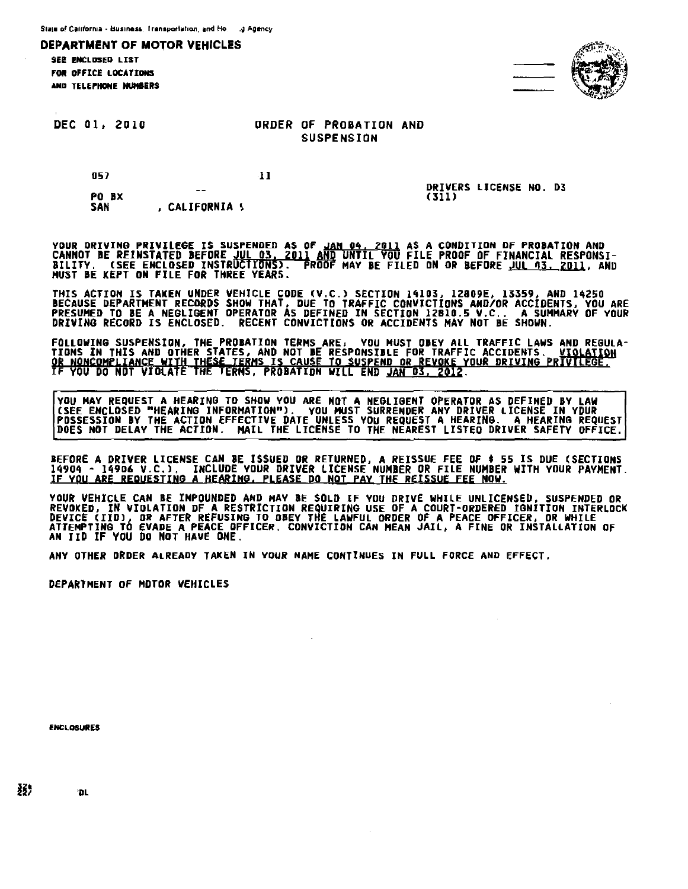State of California - Business, Transportation, and Ho  .g Agency

**DEPARTMENT OF MOTOR VEHICLES**

SEE ENCLOSED LIST
FOR OFFICE LOCATIONS
AND TELEPHONE NUMBERS

DEC 01, 2010

## ORDER OF PROBATION AND SUSPENSION

057                11

PO BX
SAN        , CALIFORNIA 9

DRIVERS LICENSE NO. D3
(311)

YOUR DRIVING PRIVILEGE IS SUSPENDED AS OF JAN 04, 2011 AS A CONDITION OF PROBATION AND CANNOT BE REINSTATED BEFORE JUL 03, 2011 AND UNTIL YOU FILE PROOF OF FINANCIAL RESPONSIBILITY. (SEE ENCLOSED INSTRUCTIONS). PROOF MAY BE FILED ON OR BEFORE JUL 03, 2011, AND MUST BE KEPT ON FILE FOR THREE YEARS.

THIS ACTION IS TAKEN UNDER VEHICLE CODE (V.C.) SECTION 14103, 12809E, 13359, AND 14250 BECAUSE DEPARTMENT RECORDS SHOW THAT, DUE TO TRAFFIC CONVICTIONS AND/OR ACCIDENTS, YOU ARE PRESUMED TO BE A NEGLIGENT OPERATOR AS DEFINED IN SECTION 12810.5 V.C.. A SUMMARY OF YOUR DRIVING RECORD IS ENCLOSED. RECENT CONVICTIONS OR ACCIDENTS MAY NOT BE SHOWN.

FOLLOWING SUSPENSION, THE PROBATION TERMS ARE: YOU MUST OBEY ALL TRAFFIC LAWS AND REGULATIONS IN THIS AND OTHER STATES, AND NOT BE RESPONSIBLE FOR TRAFFIC ACCIDENTS. VIOLATION OR NONCOMPLIANCE WITH THESE TERMS IS CAUSE TO SUSPEND OR REVOKE YOUR DRIVING PRIVILEGE. IF YOU DO NOT VIOLATE THE TERMS, PROBATION WILL END JAN 03, 2012.

YOU MAY REQUEST A HEARING TO SHOW YOU ARE NOT A NEGLIGENT OPERATOR AS DEFINED BY LAW (SEE ENCLOSED "HEARING INFORMATION"). YOU MUST SURRENDER ANY DRIVER LICENSE IN YOUR POSSESSION BY THE ACTION EFFECTIVE DATE UNLESS YOU REQUEST A HEARING. A HEARING REQUEST DOES NOT DELAY THE ACTION. MAIL THE LICENSE TO THE NEAREST LISTED DRIVER SAFETY OFFICE.

BEFORE A DRIVER LICENSE CAN BE ISSUED OR RETURNED, A REISSUE FEE OF $ 55 IS DUE (SECTIONS 14904 - 14906 V.C.). INCLUDE YOUR DRIVER LICENSE NUMBER OR FILE NUMBER WITH YOUR PAYMENT. IF YOU ARE REQUESTING A HEARING, PLEASE DO NOT PAY THE REISSUE FEE NOW.

YOUR VEHICLE CAN BE IMPOUNDED AND MAY BE SOLD IF YOU DRIVE WHILE UNLICENSED, SUSPENDED OR REVOKED, IN VIOLATION OF A RESTRICTION REQUIRING USE OF A COURT-ORDERED IGNITION INTERLOCK DEVICE (IID), OR AFTER REFUSING TO OBEY THE LAWFUL ORDER OF A PEACE OFFICER, OR WHILE ATTEMPTING TO EVADE A PEACE OFFICER. CONVICTION CAN MEAN JAIL, A FINE OR INSTALLATION OF AN IID IF YOU DO NOT HAVE ONE.

ANY OTHER ORDER ALREADY TAKEN IN YOUR NAME CONTINUES IN FULL FORCE AND EFFECT.

DEPARTMENT OF MOTOR VEHICLES

ENCLOSURES

DL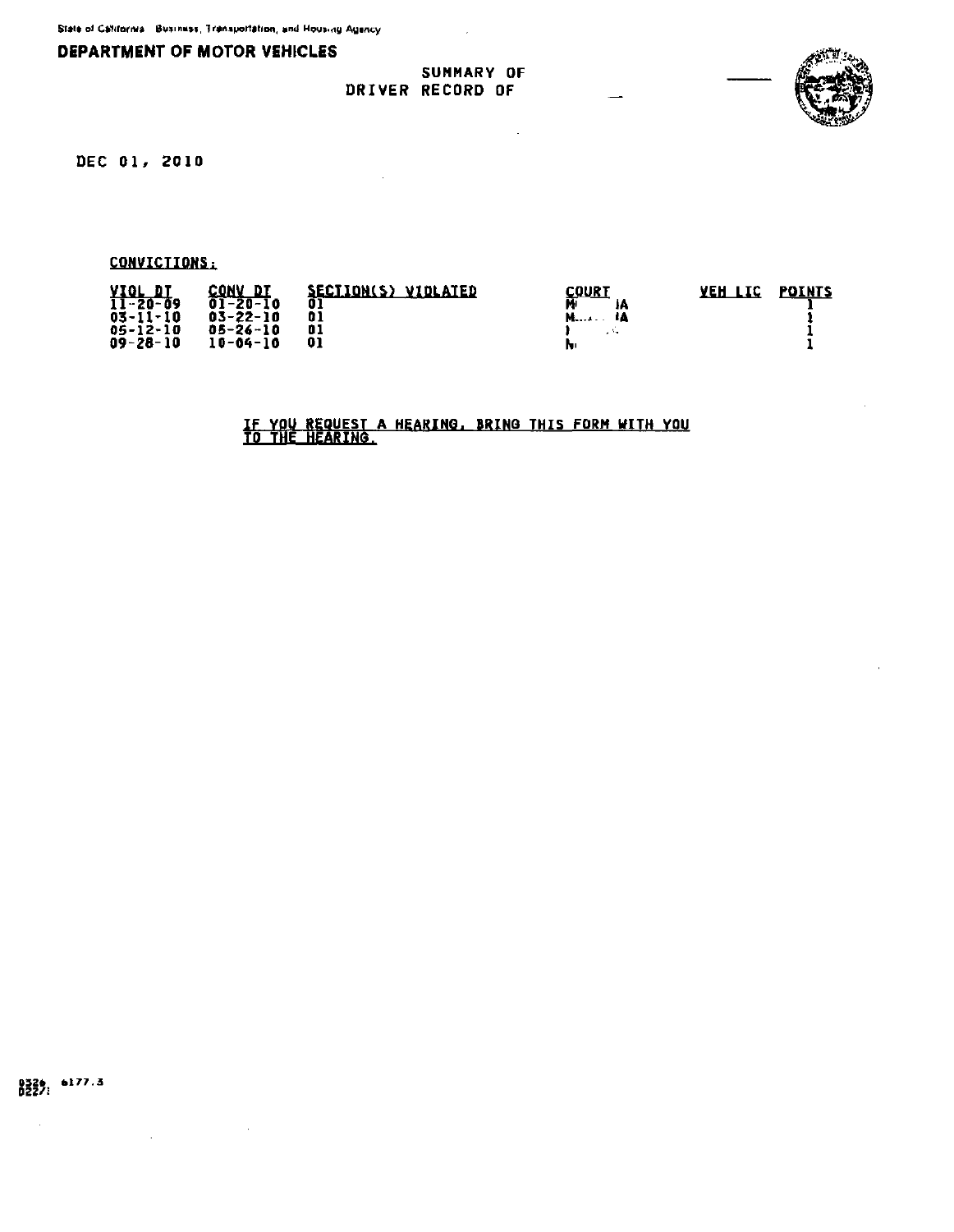State of California Business, Transportation, and Housing Agency

**DEPARTMENT OF MOTOR VEHICLES**

SUMMARY OF
DRIVER RECORD OF

DEC 01, 2010

CONVICTIONS:

| VIOL DT | CONV DT | SECTION(S) VIOLATED | COURT | VEH LIC | POINTS |
|---|---|---|---|---|---|
| 11-20-09 | 01-20-10 | 01 | M IA | | 1 |
| 03-11-10 | 03-22-10 | 01 | M IA | | 1 |
| 05-12-10 | 05-26-10 | 01 | | | 1 |
| 09-28-10 | 10-04-10 | 01 | N | | 1 |

IF YOU REQUEST A HEARING, BRING THIS FORM WITH YOU TO THE HEARING.

0326 6177.3
D227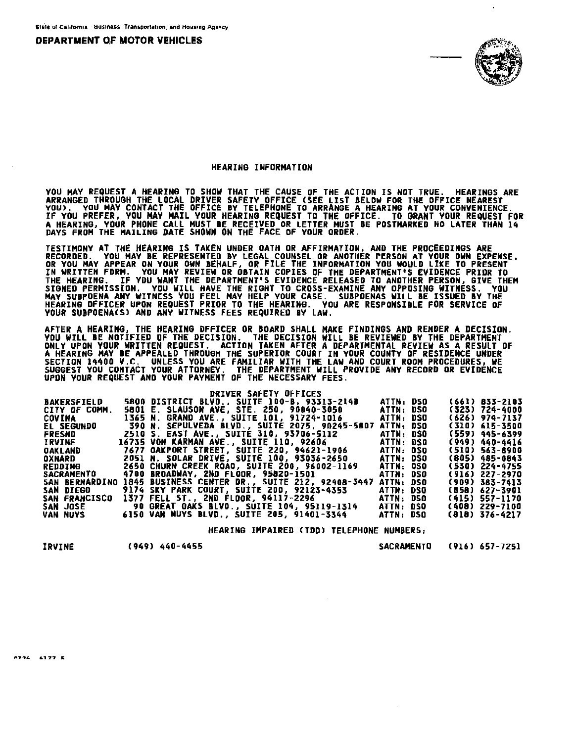State of California · Business, Transportation, and Housing Agency

**DEPARTMENT OF MOTOR VEHICLES**

## HEARING INFORMATION

YOU MAY REQUEST A HEARING TO SHOW THAT THE CAUSE OF THE ACTION IS NOT TRUE. HEARINGS ARE ARRANGED THROUGH THE LOCAL DRIVER SAFETY OFFICE (SEE LIST BELOW FOR THE OFFICE NEAREST YOU). YOU MAY CONTACT THE OFFICE BY TELEPHONE TO ARRANGE A HEARING AT YOUR CONVENIENCE. IF YOU PREFER, YOU MAY MAIL YOUR HEARING REQUEST TO THE OFFICE. TO GRANT YOUR REQUEST FOR A HEARING, YOUR PHONE CALL MUST BE RECEIVED OR LETTER MUST BE POSTMARKED NO LATER THAN 14 DAYS FROM THE MAILING DATE SHOWN ON THE FACE OF YOUR ORDER.

TESTIMONY AT THE HEARING IS TAKEN UNDER OATH OR AFFIRMATION, AND THE PROCEEDINGS ARE RECORDED. YOU MAY BE REPRESENTED BY LEGAL COUNSEL OR ANOTHER PERSON AT YOUR OWN EXPENSE, OR YOU MAY APPEAR ON YOUR OWN BEHALF, OR FILE THE INFORMATION YOU WOULD LIKE TO PRESENT IN WRITTEN FORM. YOU MAY REVIEW OR OBTAIN COPIES OF THE DEPARTMENT'S EVIDENCE PRIOR TO THE HEARING. IF YOU WANT THE DEPARTMENT'S EVIDENCE RELEASED TO ANOTHER PERSON, GIVE THEM SIGNED PERMISSION. YOU WILL HAVE THE RIGHT TO CROSS-EXAMINE ANY OPPOSING WITNESS. YOU MAY SUBPOENA ANY WITNESS YOU FEEL MAY HELP YOUR CASE. SUBPOENAS WILL BE ISSUED BY THE HEARING OFFICER UPON REQUEST PRIOR TO THE HEARING. YOU ARE RESPONSIBLE FOR SERVICE OF YOUR SUBPOENA(S) AND ANY WITNESS FEES REQUIRED BY LAW.

AFTER A HEARING, THE HEARING OFFICER OR BOARD SHALL MAKE FINDINGS AND RENDER A DECISION. YOU WILL BE NOTIFIED OF THE DECISION. THE DECISION WILL BE REVIEWED BY THE DEPARTMENT ONLY UPON YOUR WRITTEN REQUEST. ACTION TAKEN AFTER A DEPARTMENTAL REVIEW AS A RESULT OF A HEARING MAY BE APPEALED THROUGH THE SUPERIOR COURT IN YOUR COUNTY OF RESIDENCE UNDER SECTION 14400 V.C. UNLESS YOU ARE FAMILIAR WITH THE LAW AND COURT ROOM PROCEDURES, WE SUGGEST YOU CONTACT YOUR ATTORNEY. THE DEPARTMENT WILL PROVIDE ANY RECORD OR EVIDENCE UPON YOUR REQUEST AND YOUR PAYMENT OF THE NECESSARY FEES.

### DRIVER SAFETY OFFICES

| | | | |
|---|---|---|---|
| BAKERSFIELD | 5800 DISTRICT BLVD., SUITE 100-B, 93313-2148 | ATTN: DSO | (661) 833-2103 |
| CITY OF COMM. | 5801 E. SLAUSON AVE, STE. 250, 90040-3050 | ATTN: DSO | (323) 724-4000 |
| COVINA | 1365 N. GRAND AVE., SUITE 101, 91724-1016 | ATTN: DSO | (626) 974-7137 |
| EL SEGUNDO | 390 N. SEPULVEDA BLVD., SUITE 2075, 90245-5807 | ATTN: DSO | (310) 615-3500 |
| FRESNO | 2510 S. EAST AVE., SUITE 310, 93706-5112 | ATTN: DSO | (559) 445-6399 |
| IRVINE | 16735 VON KARMAN AVE., SUITE 110, 92606 | ATTN: DSO | (949) 440-4416 |
| OAKLAND | 7677 OAKPORT STREET, SUITE 220, 94621-1906 | ATTN: DSO | (510) 563-8900 |
| OXNARD | 2051 N. SOLAR DRIVE, SUITE 100, 93036-2650 | ATTN: DSO | (805) 485-0843 |
| REDDING | 2650 CHURN CREEK ROAD, SUITE 200, 96002-1169 | ATTN: DSO | (530) 224-4755 |
| SACRAMENTO | 4700 BROADWAY, 2ND FLOOR, 95820-1501 | ATTN: DSO | (916) 227-2970 |
| SAN BERNARDINO | 1845 BUSINESS CENTER DR., SUITE 212, 92408-3447 | ATTN: DSO | (909) 383-7413 |
| SAN DIEGO | 9174 SKY PARK COURT, SUITE 200, 92123-4353 | ATTN: DSO | (858) 627-3901 |
| SAN FRANCISCO | 1377 FELL ST., 2ND FLOOR, 94117-2296 | ATTN: DSO | (415) 557-1170 |
| SAN JOSE | 90 GREAT OAKS BLVD., SUITE 104, 95119-1314 | ATTN: DSO | (408) 229-7100 |
| VAN NUYS | 6150 VAN NUYS BLVD., SUITE 205, 91401-3344 | ATTN: DSO | (818) 376-4217 |

### HEARING IMPAIRED (TDD) TELEPHONE NUMBERS:

IRVINE (949) 440-4455 &nbsp;&nbsp;&nbsp;&nbsp; SACRAMENTO (916) 657-7251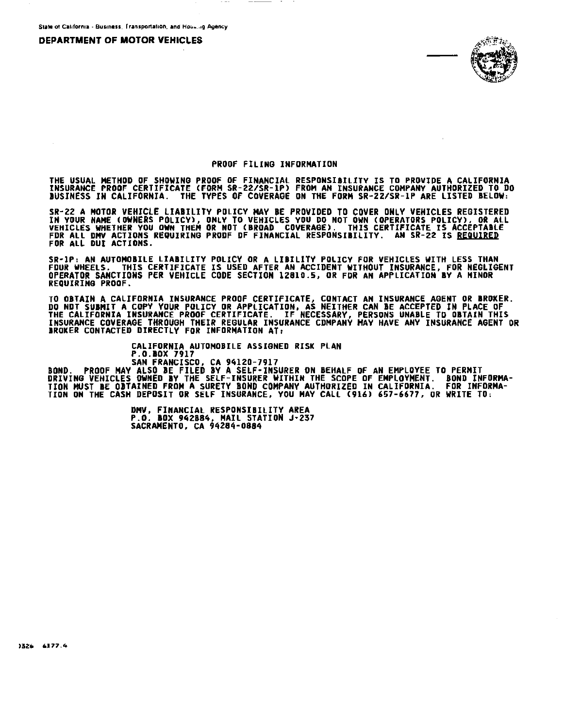State of California - Business, Transportation, and Housing Agency

**DEPARTMENT OF MOTOR VEHICLES**

## PROOF FILING INFORMATION

THE USUAL METHOD OF SHOWING PROOF OF FINANCIAL RESPONSIBILITY IS TO PROVIDE A CALIFORNIA INSURANCE PROOF CERTIFICATE (FORM SR-22/SR-1P) FROM AN INSURANCE COMPANY AUTHORIZED TO DO BUSINESS IN CALIFORNIA. THE TYPES OF COVERAGE ON THE FORM SR-22/SR-1P ARE LISTED BELOW:

SR-22 A MOTOR VEHICLE LIABILITY POLICY MAY BE PROVIDED TO COVER ONLY VEHICLES REGISTERED IN YOUR NAME (OWNERS POLICY), ONLY TO VEHICLES YOU DO NOT OWN (OPERATORS POLICY), OR ALL VEHICLES WHETHER YOU OWN THEM OR NOT (BROAD COVERAGE). THIS CERTIFICATE IS ACCEPTABLE FOR ALL DMV ACTIONS REQUIRING PROOF OF FINANCIAL RESPONSIBILITY. AN SR-22 IS <u>REQUIRED</u> FOR ALL DUI ACTIONS.

SR-1P: AN AUTOMOBILE LIABILITY POLICY OR A LIBILITY POLICY FOR VEHICLES WITH LESS THAN FOUR WHEELS. THIS CERTIFICATE IS USED AFTER AN ACCIDENT WITHOUT INSURANCE, FOR NEGLIGENT OPERATOR SANCTIONS PER VEHICLE CODE SECTION 12810.5, OR FOR AN APPLICATION BY A MINOR REQUIRING PROOF.

TO OBTAIN A CALIFORNIA INSURANCE PROOF CERTIFICATE, CONTACT AN INSURANCE AGENT OR BROKER. DO NOT SUBMIT A COPY YOUR POLICY OR APPLICATION, AS NEITHER CAN BE ACCEPTED IN PLACE OF THE CALIFORNIA INSURANCE PROOF CERTIFICATE. IF NECESSARY, PERSONS UNABLE TO OBTAIN THIS INSURANCE COVERAGE THROUGH THEIR REGULAR INSURANCE COMPANY MAY HAVE ANY INSURANCE AGENT OR BROKER CONTACTED DIRECTLY FOR INFORMATION AT:

CALIFORNIA AUTOMOBILE ASSIGNED RISK PLAN
P.O.BOX 7917
SAN FRANCISCO, CA 94120-7917

BOND. PROOF MAY ALSO BE FILED BY A SELF-INSURER ON BEHALF OF AN EMPLOYEE TO PERMIT DRIVING VEHICLES OWNED BY THE SELF-INSURER WITHIN THE SCOPE OF EMPLOYMENT. BOND INFORMATION MUST BE OBTAINED FROM A SURETY BOND COMPANY AUTHORIZED IN CALIFORNIA. FOR INFORMATION ON THE CASH DEPOSIT OR SELF INSURANCE, YOU MAY CALL (916) 657-6677, OR WRITE TO:

DMV, FINANCIAL RESPONSIBILITY AREA
P.O. BOX 942884, MAIL STATION J-237
SACRAMENTO, CA 94284-0884

)326 4177.4